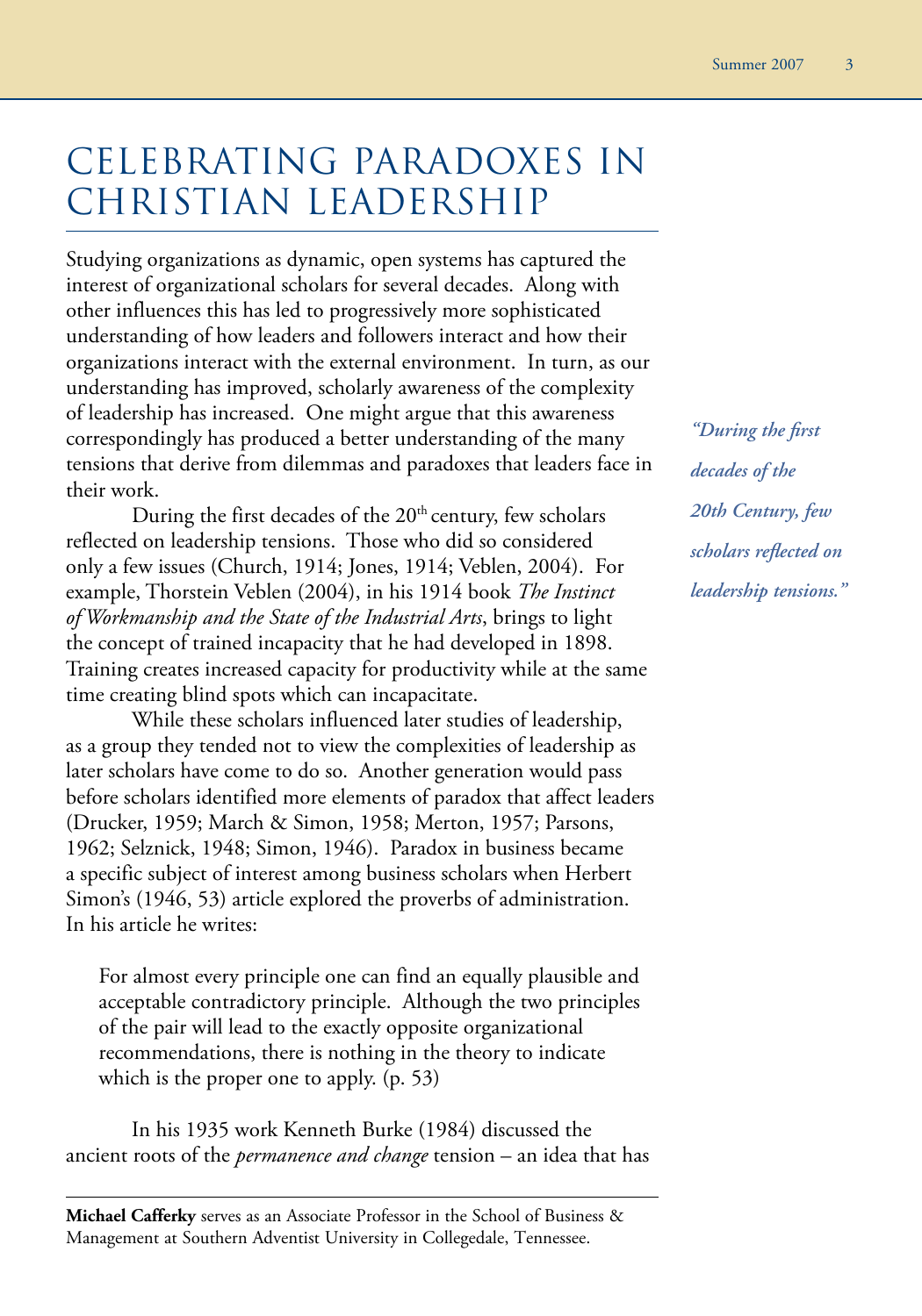# CELEBRATING PARADOXES IN CHRISTIAN LEADERSHIP

Studying organizations as dynamic, open systems has captured the interest of organizational scholars for several decades. Along with other influences this has led to progressively more sophisticated understanding of how leaders and followers interact and how their organizations interact with the external environment. In turn, as our understanding has improved, scholarly awareness of the complexity of leadership has increased. One might argue that this awareness correspondingly has produced a better understanding of the many tensions that derive from dilemmas and paradoxes that leaders face in their work.

During the first decades of the 20th century, few scholars reflected on leadership tensions. Those who did so considered only a few issues (Church, 1914; Jones, 1914; Veblen, 2004). For example, Thorstein Veblen (2004), in his 1914 book *The Instinct of Workmanship and the State of the Industrial Arts*, brings to light the concept of trained incapacity that he had developed in 1898. Training creates increased capacity for productivity while at the same time creating blind spots which can incapacitate.

***"During the first decades of the 20th Century, few scholars reflected on leadership tensions."***

While these scholars influenced later studies of leadership, as a group they tended not to view the complexities of leadership as later scholars have come to do so. Another generation would pass before scholars identified more elements of paradox that affect leaders (Drucker, 1959; March & Simon, 1958; Merton, 1957; Parsons, 1962; Selznick, 1948; Simon, 1946). Paradox in business became a specific subject of interest among business scholars when Herbert Simon's (1946, 53) article explored the proverbs of administration. In his article he writes:

> For almost every principle one can find an equally plausible and acceptable contradictory principle. Although the two principles of the pair will lead to the exactly opposite organizational recommendations, there is nothing in the theory to indicate which is the proper one to apply. (p. 53)

In his 1935 work Kenneth Burke (1984) discussed the ancient roots of the *permanence and change* tension – an idea that has

---

**Michael Cafferky** serves as an Associate Professor in the School of Business & Management at Southern Adventist University in Collegedale, Tennessee.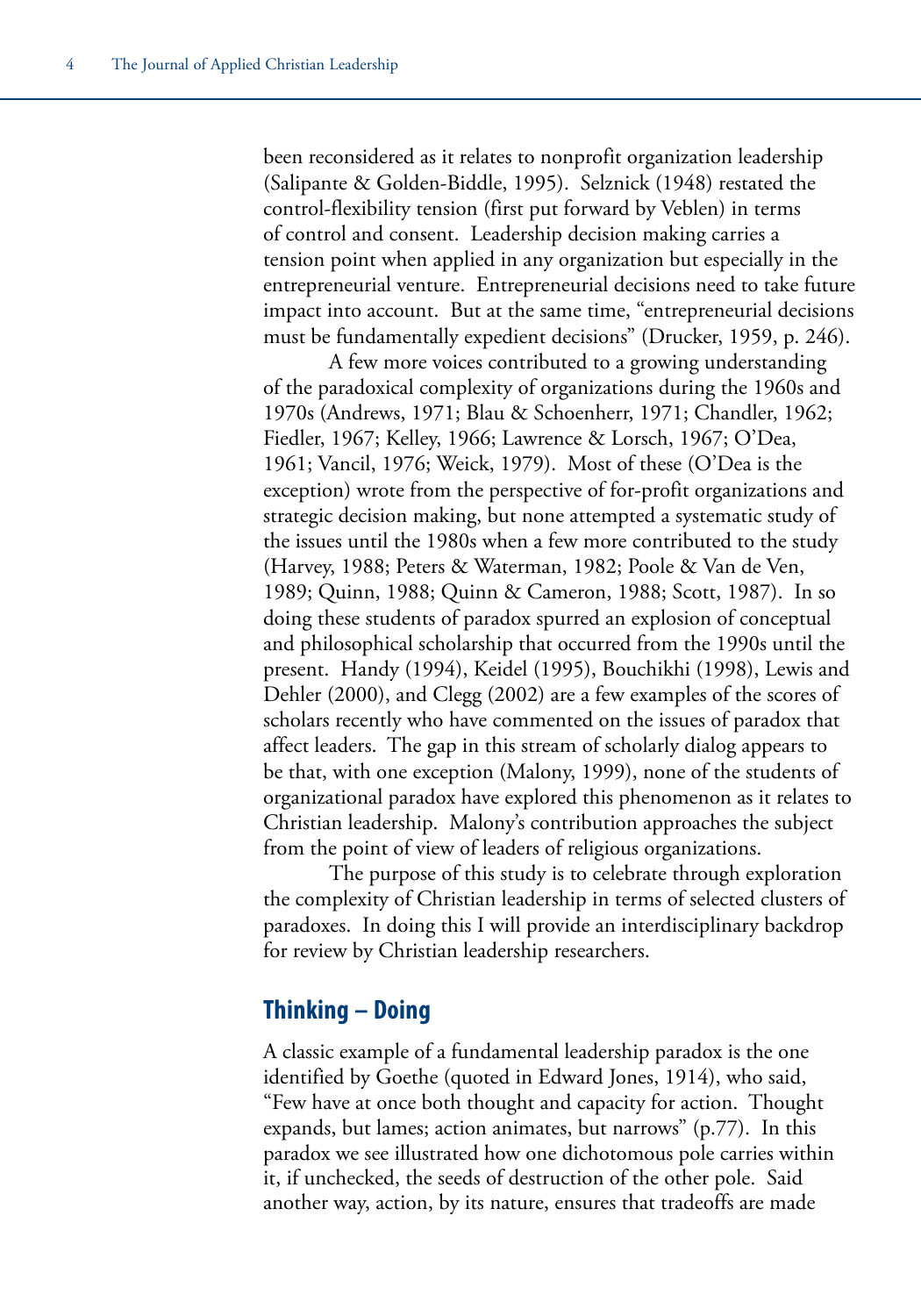been reconsidered as it relates to nonprofit organization leadership (Salipante & Golden-Biddle, 1995). Selznick (1948) restated the control-flexibility tension (first put forward by Veblen) in terms of control and consent. Leadership decision making carries a tension point when applied in any organization but especially in the entrepreneurial venture. Entrepreneurial decisions need to take future impact into account. But at the same time, "entrepreneurial decisions must be fundamentally expedient decisions" (Drucker, 1959, p. 246).

A few more voices contributed to a growing understanding of the paradoxical complexity of organizations during the 1960s and 1970s (Andrews, 1971; Blau & Schoenherr, 1971; Chandler, 1962; Fiedler, 1967; Kelley, 1966; Lawrence & Lorsch, 1967; O'Dea, 1961; Vancil, 1976; Weick, 1979). Most of these (O'Dea is the exception) wrote from the perspective of for-profit organizations and strategic decision making, but none attempted a systematic study of the issues until the 1980s when a few more contributed to the study (Harvey, 1988; Peters & Waterman, 1982; Poole & Van de Ven, 1989; Quinn, 1988; Quinn & Cameron, 1988; Scott, 1987). In so doing these students of paradox spurred an explosion of conceptual and philosophical scholarship that occurred from the 1990s until the present. Handy (1994), Keidel (1995), Bouchikhi (1998), Lewis and Dehler (2000), and Clegg (2002) are a few examples of the scores of scholars recently who have commented on the issues of paradox that affect leaders. The gap in this stream of scholarly dialog appears to be that, with one exception (Malony, 1999), none of the students of organizational paradox have explored this phenomenon as it relates to Christian leadership. Malony's contribution approaches the subject from the point of view of leaders of religious organizations.

The purpose of this study is to celebrate through exploration the complexity of Christian leadership in terms of selected clusters of paradoxes. In doing this I will provide an interdisciplinary backdrop for review by Christian leadership researchers.

## Thinking – Doing

A classic example of a fundamental leadership paradox is the one identified by Goethe (quoted in Edward Jones, 1914), who said, "Few have at once both thought and capacity for action. Thought expands, but lames; action animates, but narrows" (p.77). In this paradox we see illustrated how one dichotomous pole carries within it, if unchecked, the seeds of destruction of the other pole. Said another way, action, by its nature, ensures that tradeoffs are made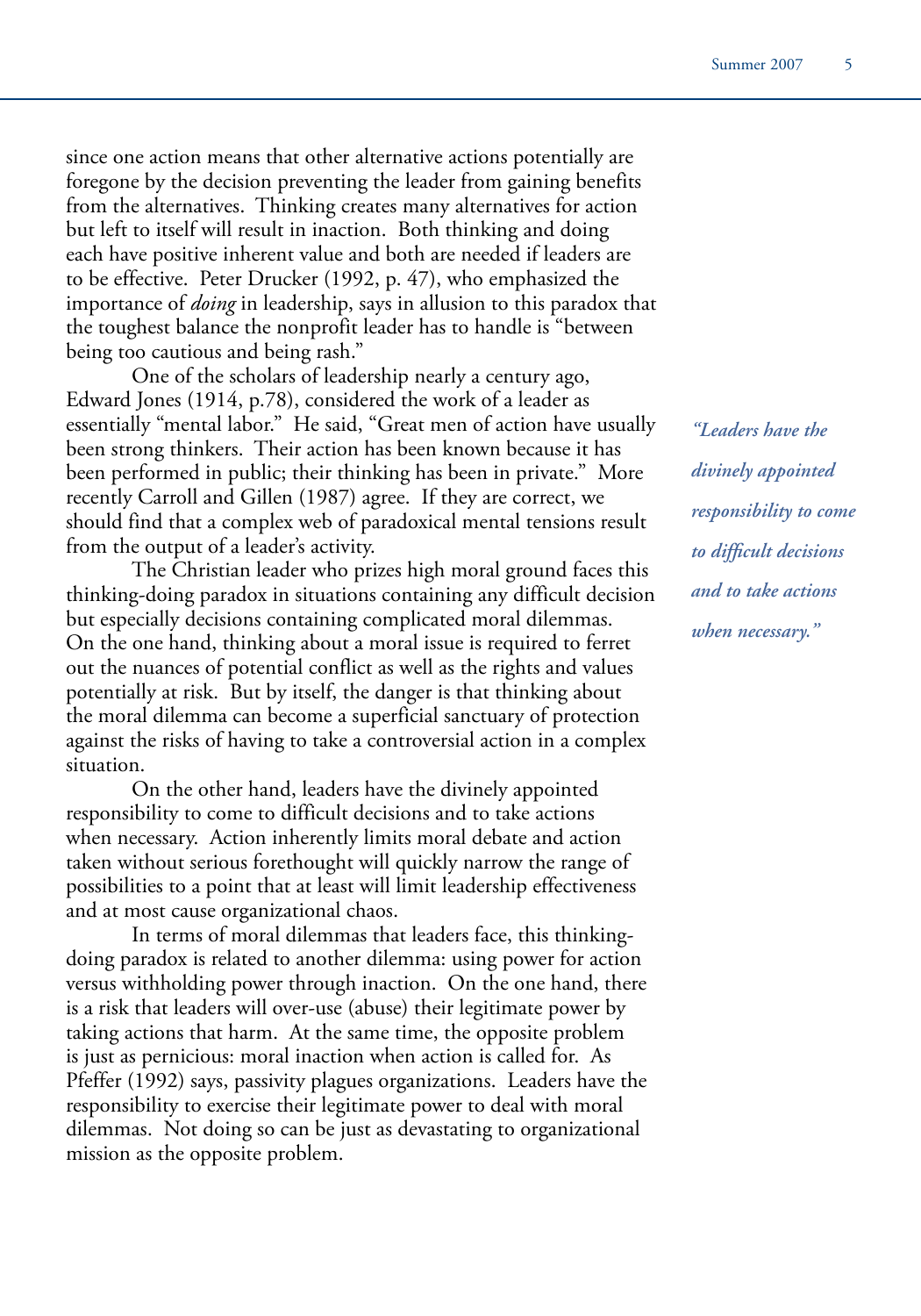since one action means that other alternative actions potentially are foregone by the decision preventing the leader from gaining benefits from the alternatives. Thinking creates many alternatives for action but left to itself will result in inaction. Both thinking and doing each have positive inherent value and both are needed if leaders are to be effective. Peter Drucker (1992, p. 47), who emphasized the importance of *doing* in leadership, says in allusion to this paradox that the toughest balance the nonprofit leader has to handle is "between being too cautious and being rash."

One of the scholars of leadership nearly a century ago, Edward Jones (1914, p.78), considered the work of a leader as essentially "mental labor." He said, "Great men of action have usually been strong thinkers. Their action has been known because it has been performed in public; their thinking has been in private." More recently Carroll and Gillen (1987) agree. If they are correct, we should find that a complex web of paradoxical mental tensions result from the output of a leader's activity.

The Christian leader who prizes high moral ground faces this thinking-doing paradox in situations containing any difficult decision but especially decisions containing complicated moral dilemmas. On the one hand, thinking about a moral issue is required to ferret out the nuances of potential conflict as well as the rights and values potentially at risk. But by itself, the danger is that thinking about the moral dilemma can become a superficial sanctuary of protection against the risks of having to take a controversial action in a complex situation.

*"Leaders have the divinely appointed responsibility to come to difficult decisions and to take actions when necessary."*

On the other hand, leaders have the divinely appointed responsibility to come to difficult decisions and to take actions when necessary. Action inherently limits moral debate and action taken without serious forethought will quickly narrow the range of possibilities to a point that at least will limit leadership effectiveness and at most cause organizational chaos.

In terms of moral dilemmas that leaders face, this thinking-doing paradox is related to another dilemma: using power for action versus withholding power through inaction. On the one hand, there is a risk that leaders will over-use (abuse) their legitimate power by taking actions that harm. At the same time, the opposite problem is just as pernicious: moral inaction when action is called for. As Pfeffer (1992) says, passivity plagues organizations. Leaders have the responsibility to exercise their legitimate power to deal with moral dilemmas. Not doing so can be just as devastating to organizational mission as the opposite problem.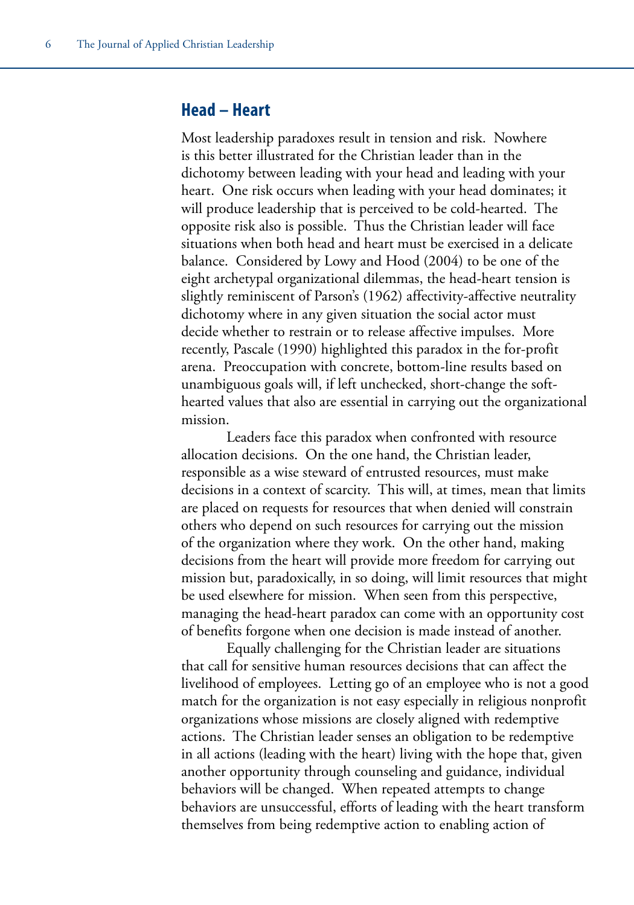## Head – Heart

Most leadership paradoxes result in tension and risk. Nowhere is this better illustrated for the Christian leader than in the dichotomy between leading with your head and leading with your heart. One risk occurs when leading with your head dominates; it will produce leadership that is perceived to be cold-hearted. The opposite risk also is possible. Thus the Christian leader will face situations when both head and heart must be exercised in a delicate balance. Considered by Lowy and Hood (2004) to be one of the eight archetypal organizational dilemmas, the head-heart tension is slightly reminiscent of Parson's (1962) affectivity-affective neutrality dichotomy where in any given situation the social actor must decide whether to restrain or to release affective impulses. More recently, Pascale (1990) highlighted this paradox in the for-profit arena. Preoccupation with concrete, bottom-line results based on unambiguous goals will, if left unchecked, short-change the soft-hearted values that also are essential in carrying out the organizational mission.

Leaders face this paradox when confronted with resource allocation decisions. On the one hand, the Christian leader, responsible as a wise steward of entrusted resources, must make decisions in a context of scarcity. This will, at times, mean that limits are placed on requests for resources that when denied will constrain others who depend on such resources for carrying out the mission of the organization where they work. On the other hand, making decisions from the heart will provide more freedom for carrying out mission but, paradoxically, in so doing, will limit resources that might be used elsewhere for mission. When seen from this perspective, managing the head-heart paradox can come with an opportunity cost of benefits forgone when one decision is made instead of another.

Equally challenging for the Christian leader are situations that call for sensitive human resources decisions that can affect the livelihood of employees. Letting go of an employee who is not a good match for the organization is not easy especially in religious nonprofit organizations whose missions are closely aligned with redemptive actions. The Christian leader senses an obligation to be redemptive in all actions (leading with the heart) living with the hope that, given another opportunity through counseling and guidance, individual behaviors will be changed. When repeated attempts to change behaviors are unsuccessful, efforts of leading with the heart transform themselves from being redemptive action to enabling action of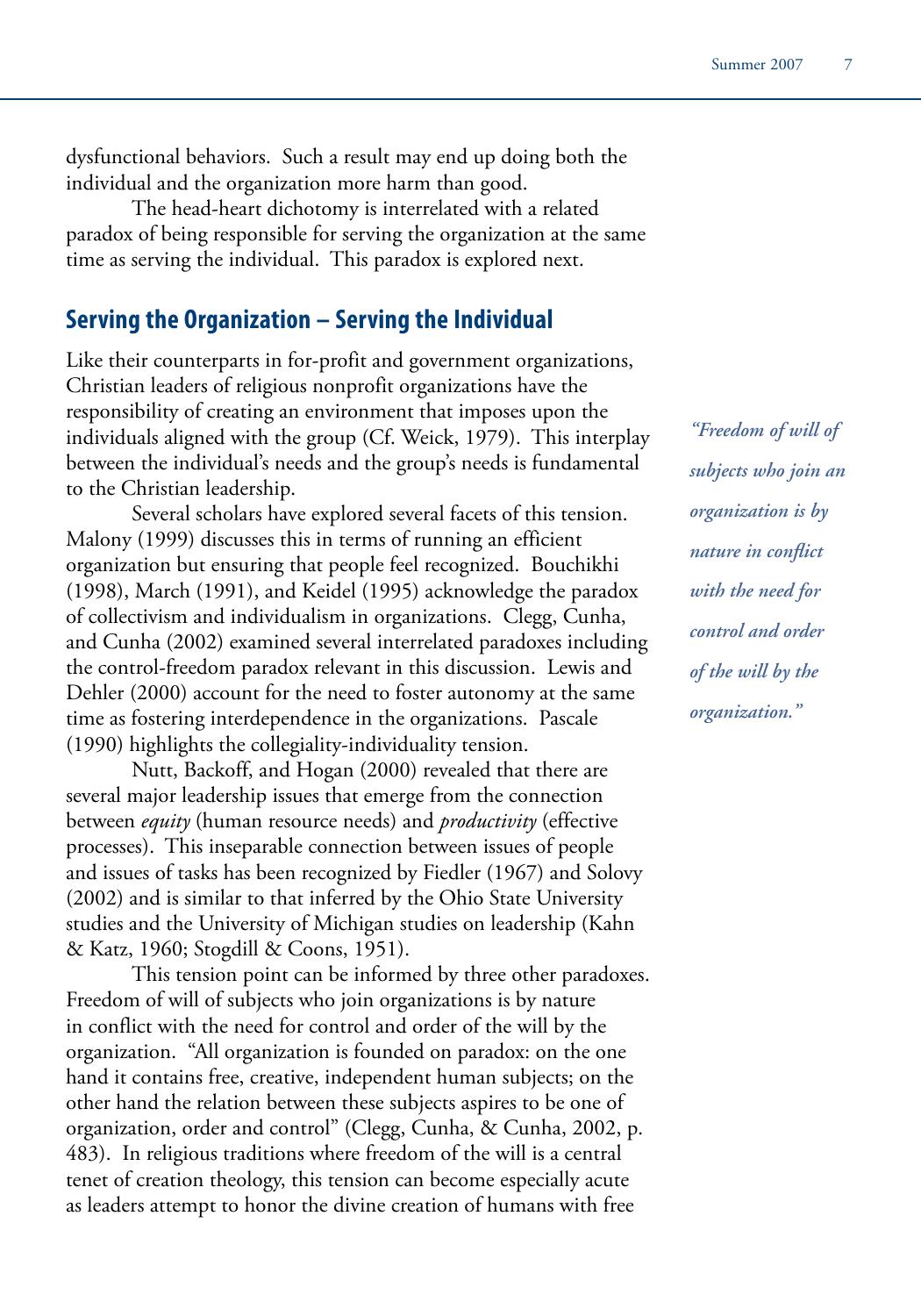dysfunctional behaviors. Such a result may end up doing both the individual and the organization more harm than good.

The head-heart dichotomy is interrelated with a related paradox of being responsible for serving the organization at the same time as serving the individual. This paradox is explored next.

## Serving the Organization – Serving the Individual

Like their counterparts in for-profit and government organizations, Christian leaders of religious nonprofit organizations have the responsibility of creating an environment that imposes upon the individuals aligned with the group (Cf. Weick, 1979). This interplay between the individual's needs and the group's needs is fundamental to the Christian leadership.

Several scholars have explored several facets of this tension. Malony (1999) discusses this in terms of running an efficient organization but ensuring that people feel recognized. Bouchikhi (1998), March (1991), and Keidel (1995) acknowledge the paradox of collectivism and individualism in organizations. Clegg, Cunha, and Cunha (2002) examined several interrelated paradoxes including the control-freedom paradox relevant in this discussion. Lewis and Dehler (2000) account for the need to foster autonomy at the same time as fostering interdependence in the organizations. Pascale (1990) highlights the collegiality-individuality tension.

Nutt, Backoff, and Hogan (2000) revealed that there are several major leadership issues that emerge from the connection between *equity* (human resource needs) and *productivity* (effective processes). This inseparable connection between issues of people and issues of tasks has been recognized by Fiedler (1967) and Solovy (2002) and is similar to that inferred by the Ohio State University studies and the University of Michigan studies on leadership (Kahn & Katz, 1960; Stogdill & Coons, 1951).

This tension point can be informed by three other paradoxes. Freedom of will of subjects who join organizations is by nature in conflict with the need for control and order of the will by the organization. "All organization is founded on paradox: on the one hand it contains free, creative, independent human subjects; on the other hand the relation between these subjects aspires to be one of organization, order and control" (Clegg, Cunha, & Cunha, 2002, p. 483). In religious traditions where freedom of the will is a central tenet of creation theology, this tension can become especially acute as leaders attempt to honor the divine creation of humans with free

*"Freedom of will of subjects who join an organization is by nature in conflict with the need for control and order of the will by the organization."*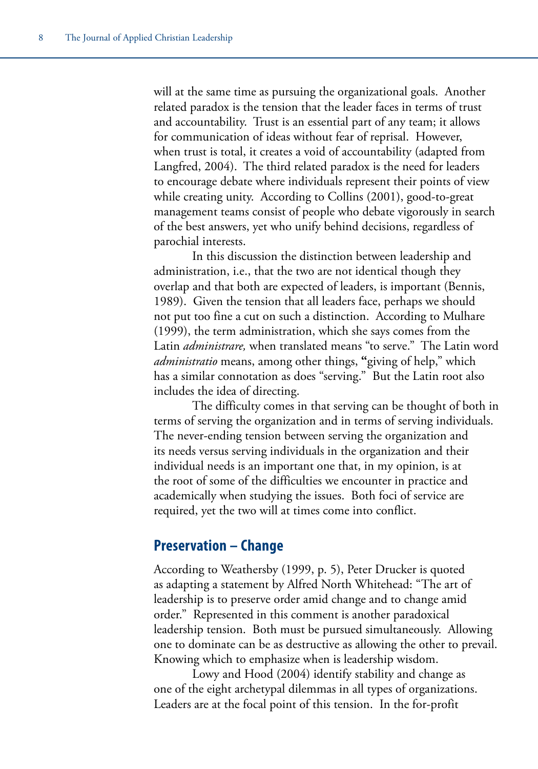will at the same time as pursuing the organizational goals. Another related paradox is the tension that the leader faces in terms of trust and accountability. Trust is an essential part of any team; it allows for communication of ideas without fear of reprisal. However, when trust is total, it creates a void of accountability (adapted from Langfred, 2004). The third related paradox is the need for leaders to encourage debate where individuals represent their points of view while creating unity. According to Collins (2001), good-to-great management teams consist of people who debate vigorously in search of the best answers, yet who unify behind decisions, regardless of parochial interests.

In this discussion the distinction between leadership and administration, i.e., that the two are not identical though they overlap and that both are expected of leaders, is important (Bennis, 1989). Given the tension that all leaders face, perhaps we should not put too fine a cut on such a distinction. According to Mulhare (1999), the term administration, which she says comes from the Latin *administrare,* when translated means "to serve." The Latin word *administratio* means, among other things, **"**giving of help," which has a similar connotation as does "serving." But the Latin root also includes the idea of directing.

The difficulty comes in that serving can be thought of both in terms of serving the organization and in terms of serving individuals. The never-ending tension between serving the organization and its needs versus serving individuals in the organization and their individual needs is an important one that, in my opinion, is at the root of some of the difficulties we encounter in practice and academically when studying the issues. Both foci of service are required, yet the two will at times come into conflict.

## Preservation – Change

According to Weathersby (1999, p. 5), Peter Drucker is quoted as adapting a statement by Alfred North Whitehead: "The art of leadership is to preserve order amid change and to change amid order." Represented in this comment is another paradoxical leadership tension. Both must be pursued simultaneously. Allowing one to dominate can be as destructive as allowing the other to prevail. Knowing which to emphasize when is leadership wisdom.

Lowy and Hood (2004) identify stability and change as one of the eight archetypal dilemmas in all types of organizations. Leaders are at the focal point of this tension. In the for-profit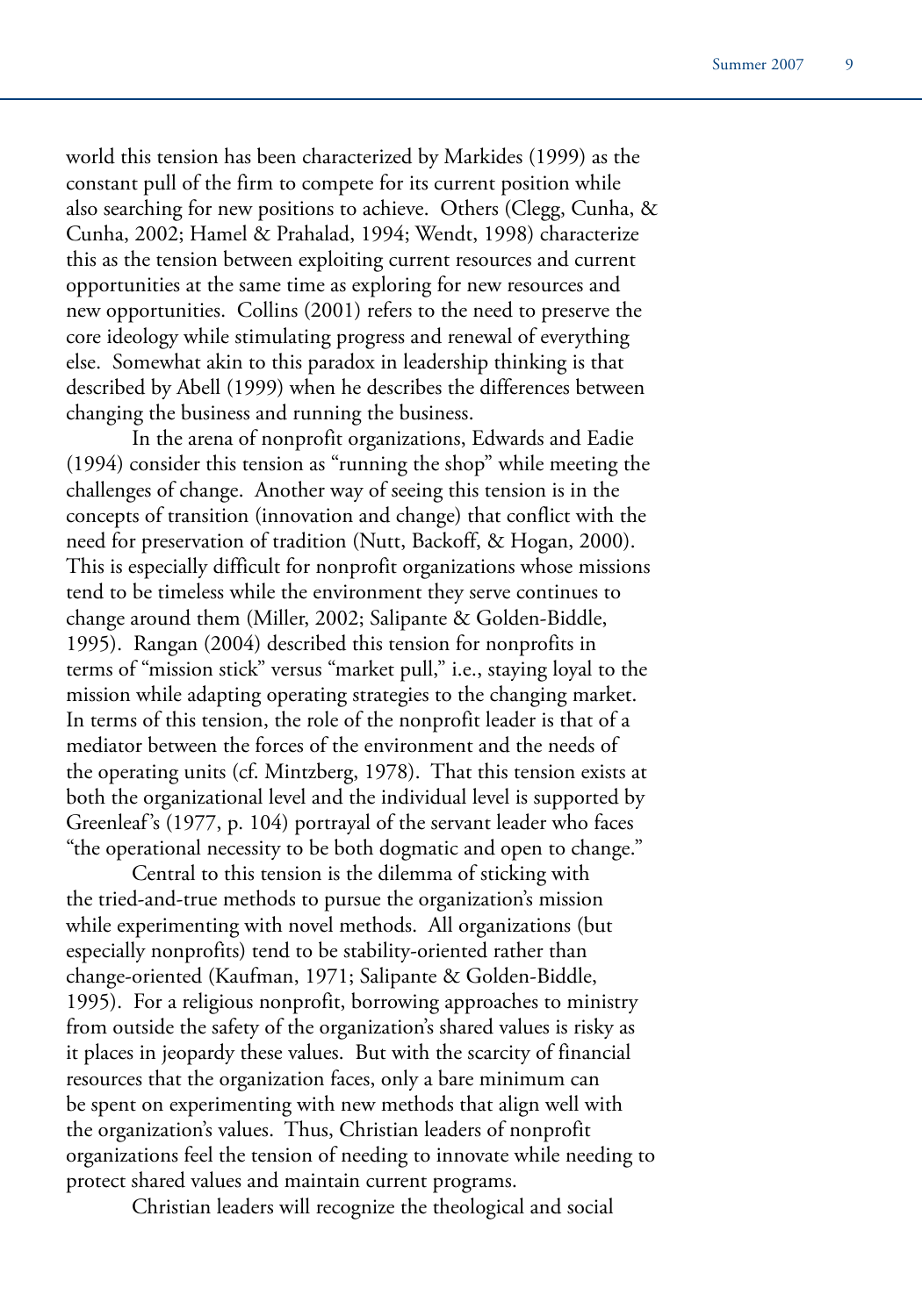world this tension has been characterized by Markides (1999) as the constant pull of the firm to compete for its current position while also searching for new positions to achieve. Others (Clegg, Cunha, & Cunha, 2002; Hamel & Prahalad, 1994; Wendt, 1998) characterize this as the tension between exploiting current resources and current opportunities at the same time as exploring for new resources and new opportunities. Collins (2001) refers to the need to preserve the core ideology while stimulating progress and renewal of everything else. Somewhat akin to this paradox in leadership thinking is that described by Abell (1999) when he describes the differences between changing the business and running the business.

In the arena of nonprofit organizations, Edwards and Eadie (1994) consider this tension as "running the shop" while meeting the challenges of change. Another way of seeing this tension is in the concepts of transition (innovation and change) that conflict with the need for preservation of tradition (Nutt, Backoff, & Hogan, 2000). This is especially difficult for nonprofit organizations whose missions tend to be timeless while the environment they serve continues to change around them (Miller, 2002; Salipante & Golden-Biddle, 1995). Rangan (2004) described this tension for nonprofits in terms of "mission stick" versus "market pull," i.e., staying loyal to the mission while adapting operating strategies to the changing market. In terms of this tension, the role of the nonprofit leader is that of a mediator between the forces of the environment and the needs of the operating units (cf. Mintzberg, 1978). That this tension exists at both the organizational level and the individual level is supported by Greenleaf's (1977, p. 104) portrayal of the servant leader who faces "the operational necessity to be both dogmatic and open to change."

Central to this tension is the dilemma of sticking with the tried-and-true methods to pursue the organization's mission while experimenting with novel methods. All organizations (but especially nonprofits) tend to be stability-oriented rather than change-oriented (Kaufman, 1971; Salipante & Golden-Biddle, 1995). For a religious nonprofit, borrowing approaches to ministry from outside the safety of the organization's shared values is risky as it places in jeopardy these values. But with the scarcity of financial resources that the organization faces, only a bare minimum can be spent on experimenting with new methods that align well with the organization's values. Thus, Christian leaders of nonprofit organizations feel the tension of needing to innovate while needing to protect shared values and maintain current programs.

Christian leaders will recognize the theological and social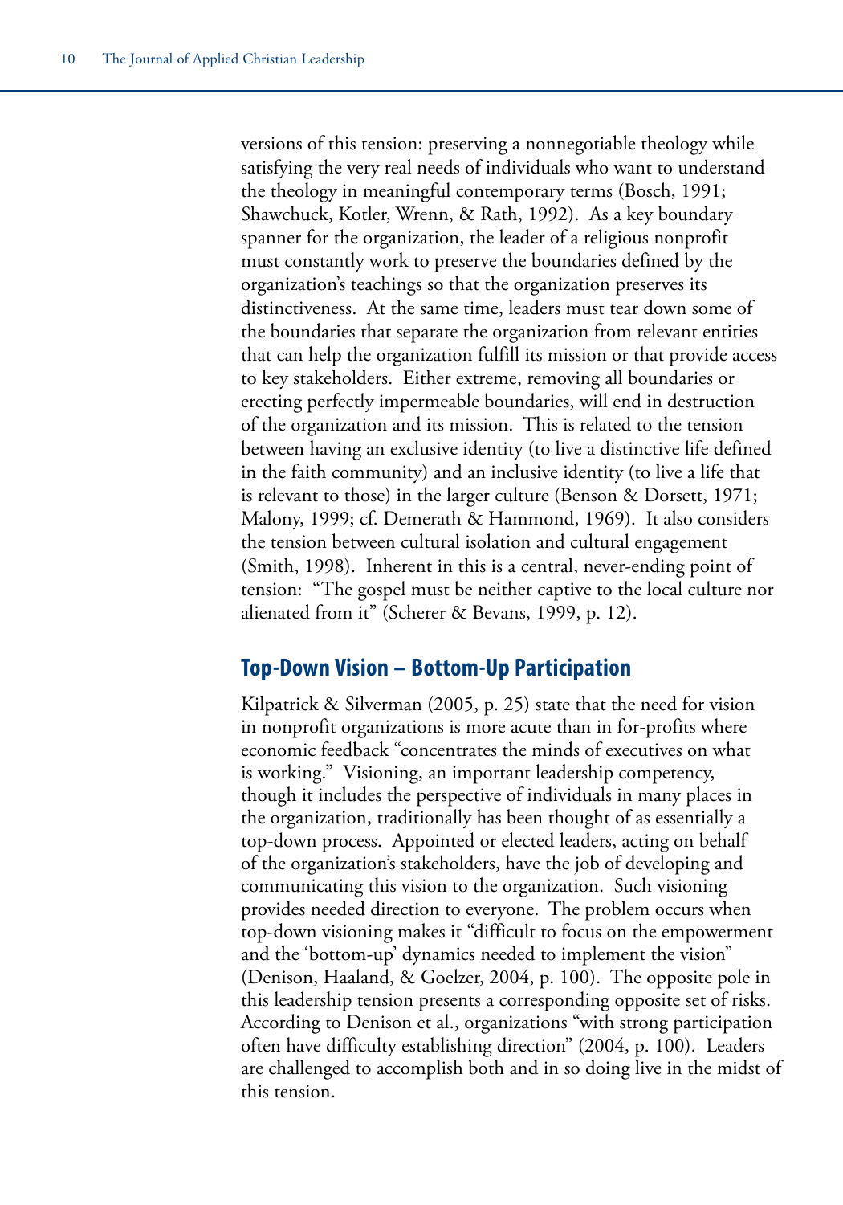versions of this tension: preserving a nonnegotiable theology while satisfying the very real needs of individuals who want to understand the theology in meaningful contemporary terms (Bosch, 1991; Shawchuck, Kotler, Wrenn, & Rath, 1992). As a key boundary spanner for the organization, the leader of a religious nonprofit must constantly work to preserve the boundaries defined by the organization's teachings so that the organization preserves its distinctiveness. At the same time, leaders must tear down some of the boundaries that separate the organization from relevant entities that can help the organization fulfill its mission or that provide access to key stakeholders. Either extreme, removing all boundaries or erecting perfectly impermeable boundaries, will end in destruction of the organization and its mission. This is related to the tension between having an exclusive identity (to live a distinctive life defined in the faith community) and an inclusive identity (to live a life that is relevant to those) in the larger culture (Benson & Dorsett, 1971; Malony, 1999; cf. Demerath & Hammond, 1969). It also considers the tension between cultural isolation and cultural engagement (Smith, 1998). Inherent in this is a central, never-ending point of tension: "The gospel must be neither captive to the local culture nor alienated from it" (Scherer & Bevans, 1999, p. 12).

## Top-Down Vision – Bottom-Up Participation

Kilpatrick & Silverman (2005, p. 25) state that the need for vision in nonprofit organizations is more acute than in for-profits where economic feedback "concentrates the minds of executives on what is working." Visioning, an important leadership competency, though it includes the perspective of individuals in many places in the organization, traditionally has been thought of as essentially a top-down process. Appointed or elected leaders, acting on behalf of the organization's stakeholders, have the job of developing and communicating this vision to the organization. Such visioning provides needed direction to everyone. The problem occurs when top-down visioning makes it "difficult to focus on the empowerment and the 'bottom-up' dynamics needed to implement the vision" (Denison, Haaland, & Goelzer, 2004, p. 100). The opposite pole in this leadership tension presents a corresponding opposite set of risks. According to Denison et al., organizations "with strong participation often have difficulty establishing direction" (2004, p. 100). Leaders are challenged to accomplish both and in so doing live in the midst of this tension.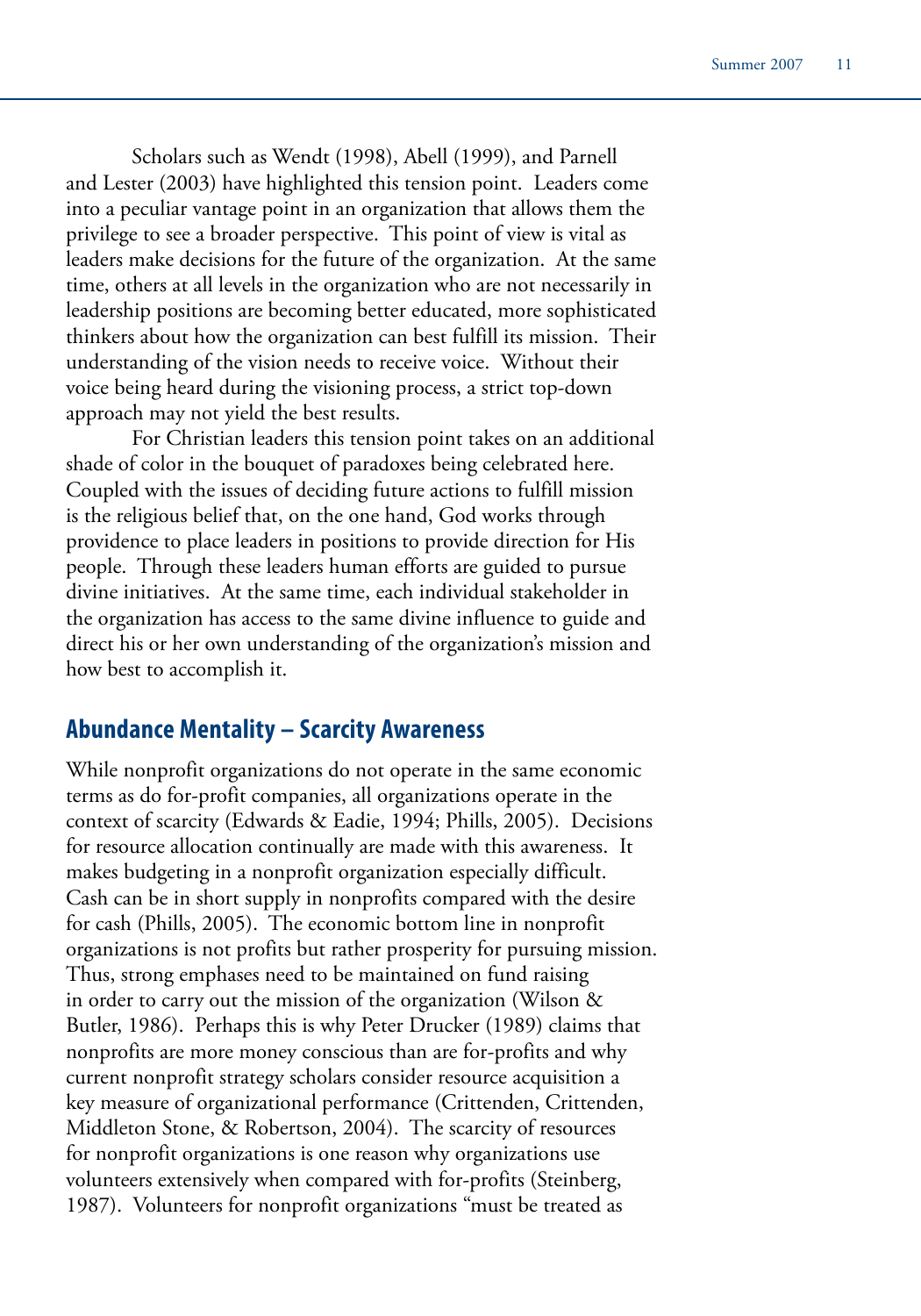Scholars such as Wendt (1998), Abell (1999), and Parnell and Lester (2003) have highlighted this tension point. Leaders come into a peculiar vantage point in an organization that allows them the privilege to see a broader perspective. This point of view is vital as leaders make decisions for the future of the organization. At the same time, others at all levels in the organization who are not necessarily in leadership positions are becoming better educated, more sophisticated thinkers about how the organization can best fulfill its mission. Their understanding of the vision needs to receive voice. Without their voice being heard during the visioning process, a strict top-down approach may not yield the best results.

For Christian leaders this tension point takes on an additional shade of color in the bouquet of paradoxes being celebrated here. Coupled with the issues of deciding future actions to fulfill mission is the religious belief that, on the one hand, God works through providence to place leaders in positions to provide direction for His people. Through these leaders human efforts are guided to pursue divine initiatives. At the same time, each individual stakeholder in the organization has access to the same divine influence to guide and direct his or her own understanding of the organization's mission and how best to accomplish it.

## Abundance Mentality – Scarcity Awareness

While nonprofit organizations do not operate in the same economic terms as do for-profit companies, all organizations operate in the context of scarcity (Edwards & Eadie, 1994; Phills, 2005). Decisions for resource allocation continually are made with this awareness. It makes budgeting in a nonprofit organization especially difficult. Cash can be in short supply in nonprofits compared with the desire for cash (Phills, 2005). The economic bottom line in nonprofit organizations is not profits but rather prosperity for pursuing mission. Thus, strong emphases need to be maintained on fund raising in order to carry out the mission of the organization (Wilson & Butler, 1986). Perhaps this is why Peter Drucker (1989) claims that nonprofits are more money conscious than are for-profits and why current nonprofit strategy scholars consider resource acquisition a key measure of organizational performance (Crittenden, Crittenden, Middleton Stone, & Robertson, 2004). The scarcity of resources for nonprofit organizations is one reason why organizations use volunteers extensively when compared with for-profits (Steinberg, 1987). Volunteers for nonprofit organizations "must be treated as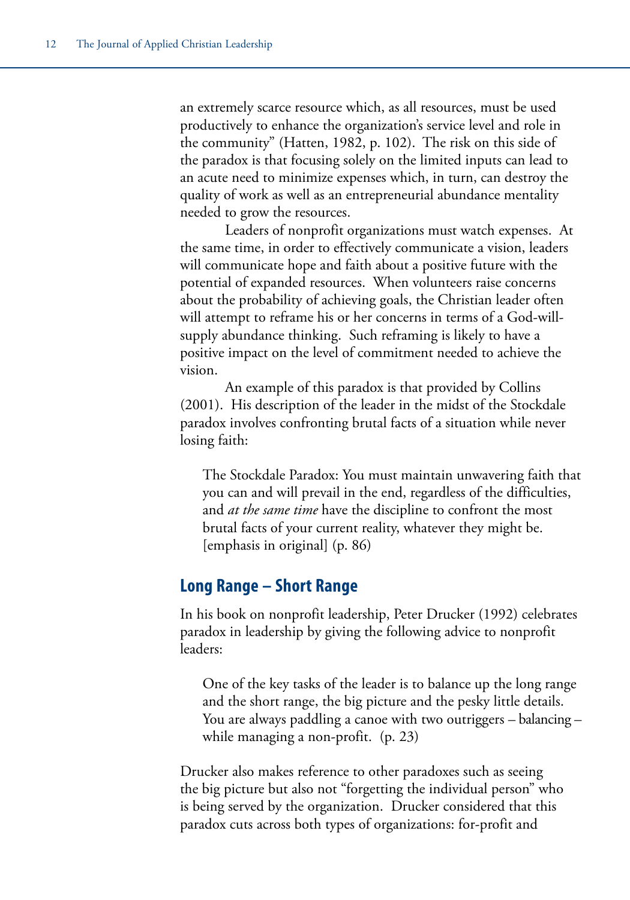an extremely scarce resource which, as all resources, must be used productively to enhance the organization's service level and role in the community" (Hatten, 1982, p. 102). The risk on this side of the paradox is that focusing solely on the limited inputs can lead to an acute need to minimize expenses which, in turn, can destroy the quality of work as well as an entrepreneurial abundance mentality needed to grow the resources.

Leaders of nonprofit organizations must watch expenses. At the same time, in order to effectively communicate a vision, leaders will communicate hope and faith about a positive future with the potential of expanded resources. When volunteers raise concerns about the probability of achieving goals, the Christian leader often will attempt to reframe his or her concerns in terms of a God-will-supply abundance thinking. Such reframing is likely to have a positive impact on the level of commitment needed to achieve the vision.

An example of this paradox is that provided by Collins (2001). His description of the leader in the midst of the Stockdale paradox involves confronting brutal facts of a situation while never losing faith:

> The Stockdale Paradox: You must maintain unwavering faith that you can and will prevail in the end, regardless of the difficulties, and *at the same time* have the discipline to confront the most brutal facts of your current reality, whatever they might be. [emphasis in original] (p. 86)

## Long Range – Short Range

In his book on nonprofit leadership, Peter Drucker (1992) celebrates paradox in leadership by giving the following advice to nonprofit leaders:

> One of the key tasks of the leader is to balance up the long range and the short range, the big picture and the pesky little details. You are always paddling a canoe with two outriggers – balancing – while managing a non-profit. (p. 23)

Drucker also makes reference to other paradoxes such as seeing the big picture but also not "forgetting the individual person" who is being served by the organization. Drucker considered that this paradox cuts across both types of organizations: for-profit and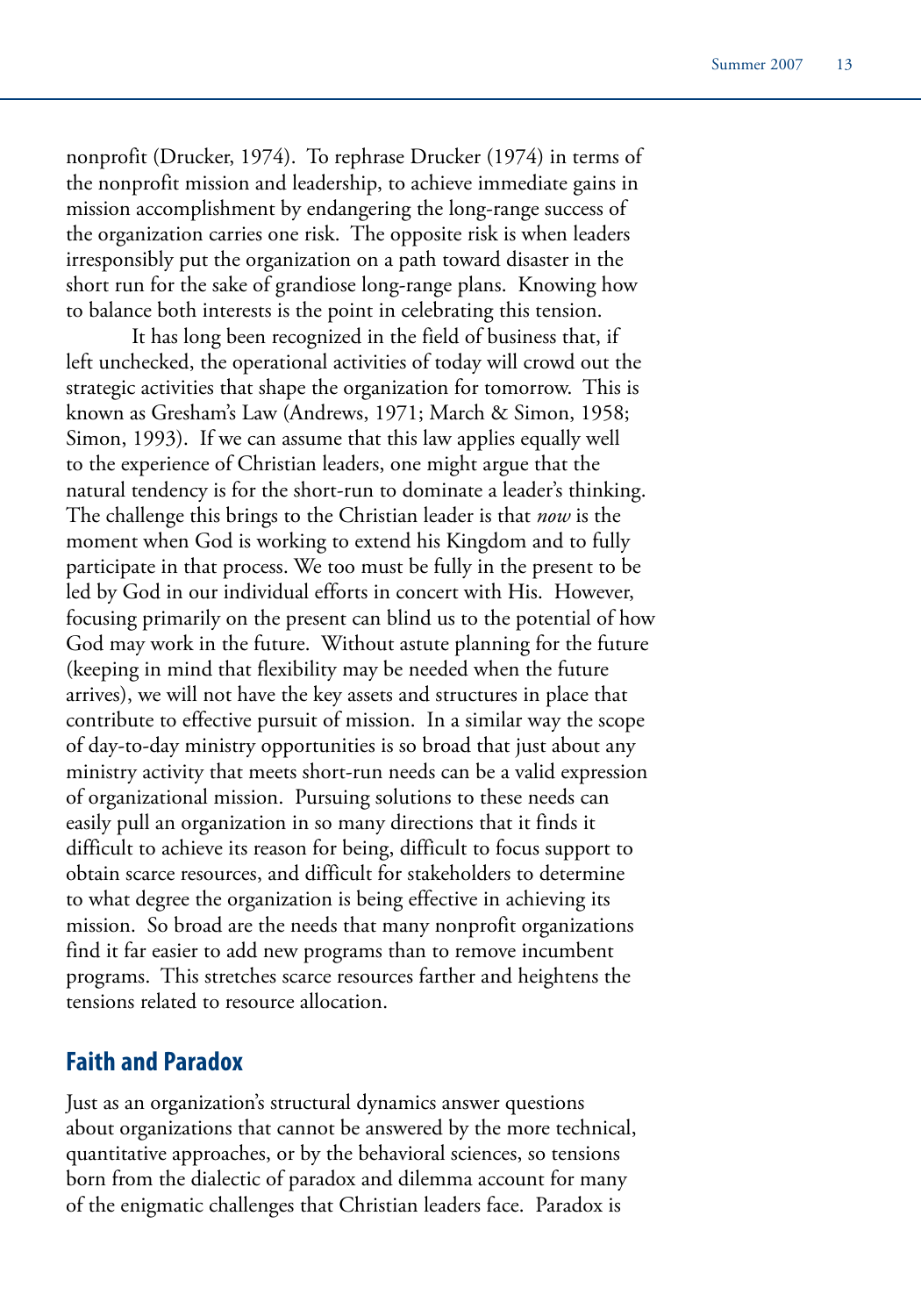nonprofit (Drucker, 1974). To rephrase Drucker (1974) in terms of the nonprofit mission and leadership, to achieve immediate gains in mission accomplishment by endangering the long-range success of the organization carries one risk. The opposite risk is when leaders irresponsibly put the organization on a path toward disaster in the short run for the sake of grandiose long-range plans. Knowing how to balance both interests is the point in celebrating this tension.

It has long been recognized in the field of business that, if left unchecked, the operational activities of today will crowd out the strategic activities that shape the organization for tomorrow. This is known as Gresham's Law (Andrews, 1971; March & Simon, 1958; Simon, 1993). If we can assume that this law applies equally well to the experience of Christian leaders, one might argue that the natural tendency is for the short-run to dominate a leader's thinking. The challenge this brings to the Christian leader is that *now* is the moment when God is working to extend his Kingdom and to fully participate in that process. We too must be fully in the present to be led by God in our individual efforts in concert with His. However, focusing primarily on the present can blind us to the potential of how God may work in the future. Without astute planning for the future (keeping in mind that flexibility may be needed when the future arrives), we will not have the key assets and structures in place that contribute to effective pursuit of mission. In a similar way the scope of day-to-day ministry opportunities is so broad that just about any ministry activity that meets short-run needs can be a valid expression of organizational mission. Pursuing solutions to these needs can easily pull an organization in so many directions that it finds it difficult to achieve its reason for being, difficult to focus support to obtain scarce resources, and difficult for stakeholders to determine to what degree the organization is being effective in achieving its mission. So broad are the needs that many nonprofit organizations find it far easier to add new programs than to remove incumbent programs. This stretches scarce resources farther and heightens the tensions related to resource allocation.

## Faith and Paradox

Just as an organization's structural dynamics answer questions about organizations that cannot be answered by the more technical, quantitative approaches, or by the behavioral sciences, so tensions born from the dialectic of paradox and dilemma account for many of the enigmatic challenges that Christian leaders face. Paradox is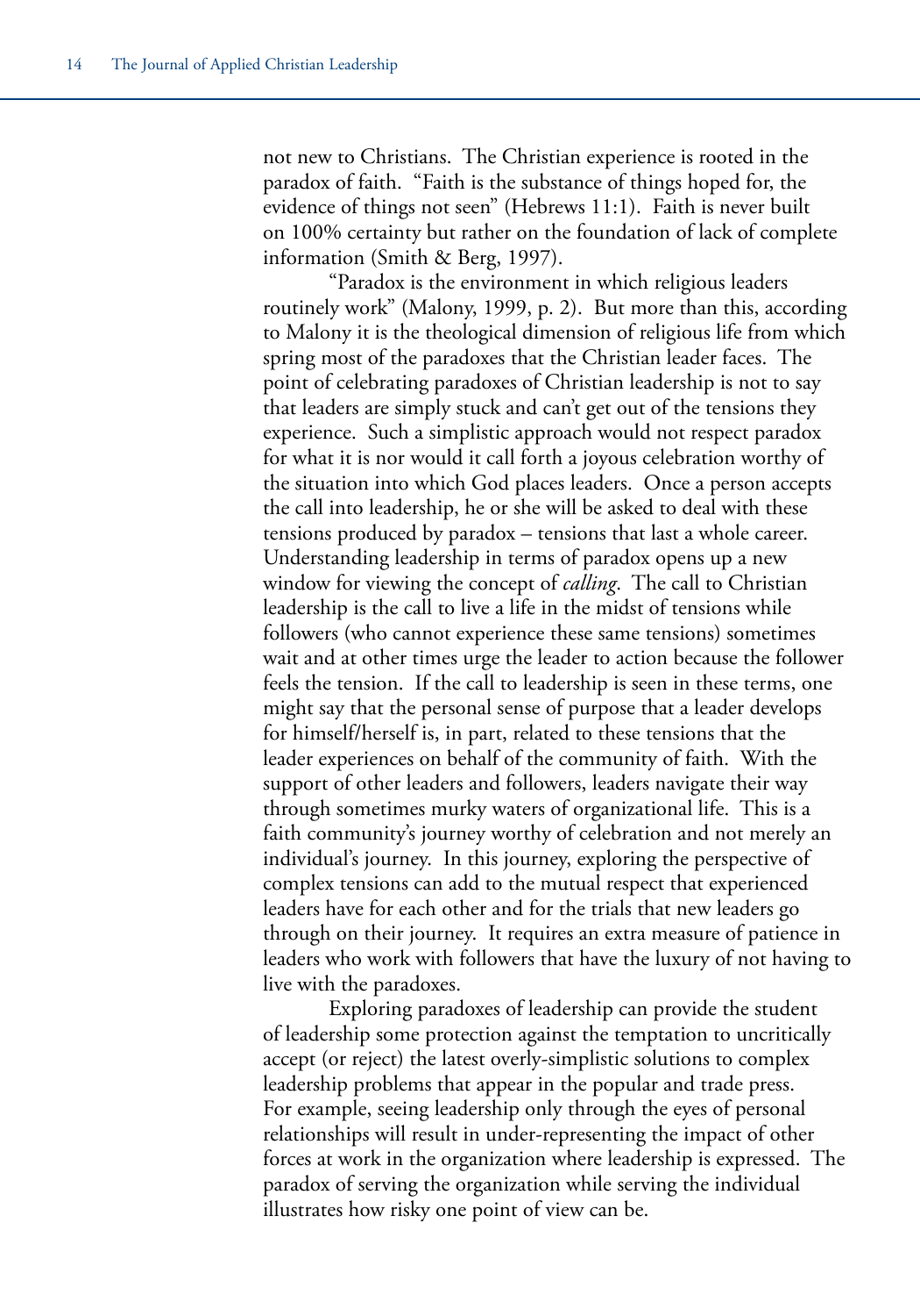not new to Christians. The Christian experience is rooted in the paradox of faith. "Faith is the substance of things hoped for, the evidence of things not seen" (Hebrews 11:1). Faith is never built on 100% certainty but rather on the foundation of lack of complete information (Smith & Berg, 1997).

"Paradox is the environment in which religious leaders routinely work" (Malony, 1999, p. 2). But more than this, according to Malony it is the theological dimension of religious life from which spring most of the paradoxes that the Christian leader faces. The point of celebrating paradoxes of Christian leadership is not to say that leaders are simply stuck and can't get out of the tensions they experience. Such a simplistic approach would not respect paradox for what it is nor would it call forth a joyous celebration worthy of the situation into which God places leaders. Once a person accepts the call into leadership, he or she will be asked to deal with these tensions produced by paradox – tensions that last a whole career. Understanding leadership in terms of paradox opens up a new window for viewing the concept of *calling*. The call to Christian leadership is the call to live a life in the midst of tensions while followers (who cannot experience these same tensions) sometimes wait and at other times urge the leader to action because the follower feels the tension. If the call to leadership is seen in these terms, one might say that the personal sense of purpose that a leader develops for himself/herself is, in part, related to these tensions that the leader experiences on behalf of the community of faith. With the support of other leaders and followers, leaders navigate their way through sometimes murky waters of organizational life. This is a faith community's journey worthy of celebration and not merely an individual's journey. In this journey, exploring the perspective of complex tensions can add to the mutual respect that experienced leaders have for each other and for the trials that new leaders go through on their journey. It requires an extra measure of patience in leaders who work with followers that have the luxury of not having to live with the paradoxes.

Exploring paradoxes of leadership can provide the student of leadership some protection against the temptation to uncritically accept (or reject) the latest overly-simplistic solutions to complex leadership problems that appear in the popular and trade press. For example, seeing leadership only through the eyes of personal relationships will result in under-representing the impact of other forces at work in the organization where leadership is expressed. The paradox of serving the organization while serving the individual illustrates how risky one point of view can be.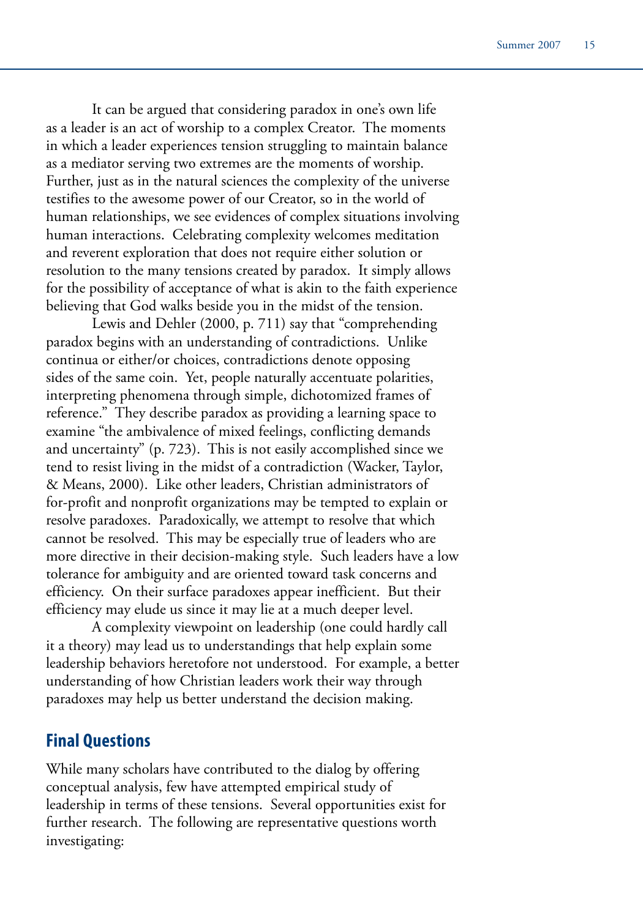It can be argued that considering paradox in one's own life as a leader is an act of worship to a complex Creator. The moments in which a leader experiences tension struggling to maintain balance as a mediator serving two extremes are the moments of worship. Further, just as in the natural sciences the complexity of the universe testifies to the awesome power of our Creator, so in the world of human relationships, we see evidences of complex situations involving human interactions. Celebrating complexity welcomes meditation and reverent exploration that does not require either solution or resolution to the many tensions created by paradox. It simply allows for the possibility of acceptance of what is akin to the faith experience believing that God walks beside you in the midst of the tension.

Lewis and Dehler (2000, p. 711) say that "comprehending paradox begins with an understanding of contradictions. Unlike continua or either/or choices, contradictions denote opposing sides of the same coin. Yet, people naturally accentuate polarities, interpreting phenomena through simple, dichotomized frames of reference." They describe paradox as providing a learning space to examine "the ambivalence of mixed feelings, conflicting demands and uncertainty" (p. 723). This is not easily accomplished since we tend to resist living in the midst of a contradiction (Wacker, Taylor, & Means, 2000). Like other leaders, Christian administrators of for-profit and nonprofit organizations may be tempted to explain or resolve paradoxes. Paradoxically, we attempt to resolve that which cannot be resolved. This may be especially true of leaders who are more directive in their decision-making style. Such leaders have a low tolerance for ambiguity and are oriented toward task concerns and efficiency. On their surface paradoxes appear inefficient. But their efficiency may elude us since it may lie at a much deeper level.

A complexity viewpoint on leadership (one could hardly call it a theory) may lead us to understandings that help explain some leadership behaviors heretofore not understood. For example, a better understanding of how Christian leaders work their way through paradoxes may help us better understand the decision making.

## Final Questions

While many scholars have contributed to the dialog by offering conceptual analysis, few have attempted empirical study of leadership in terms of these tensions. Several opportunities exist for further research. The following are representative questions worth investigating: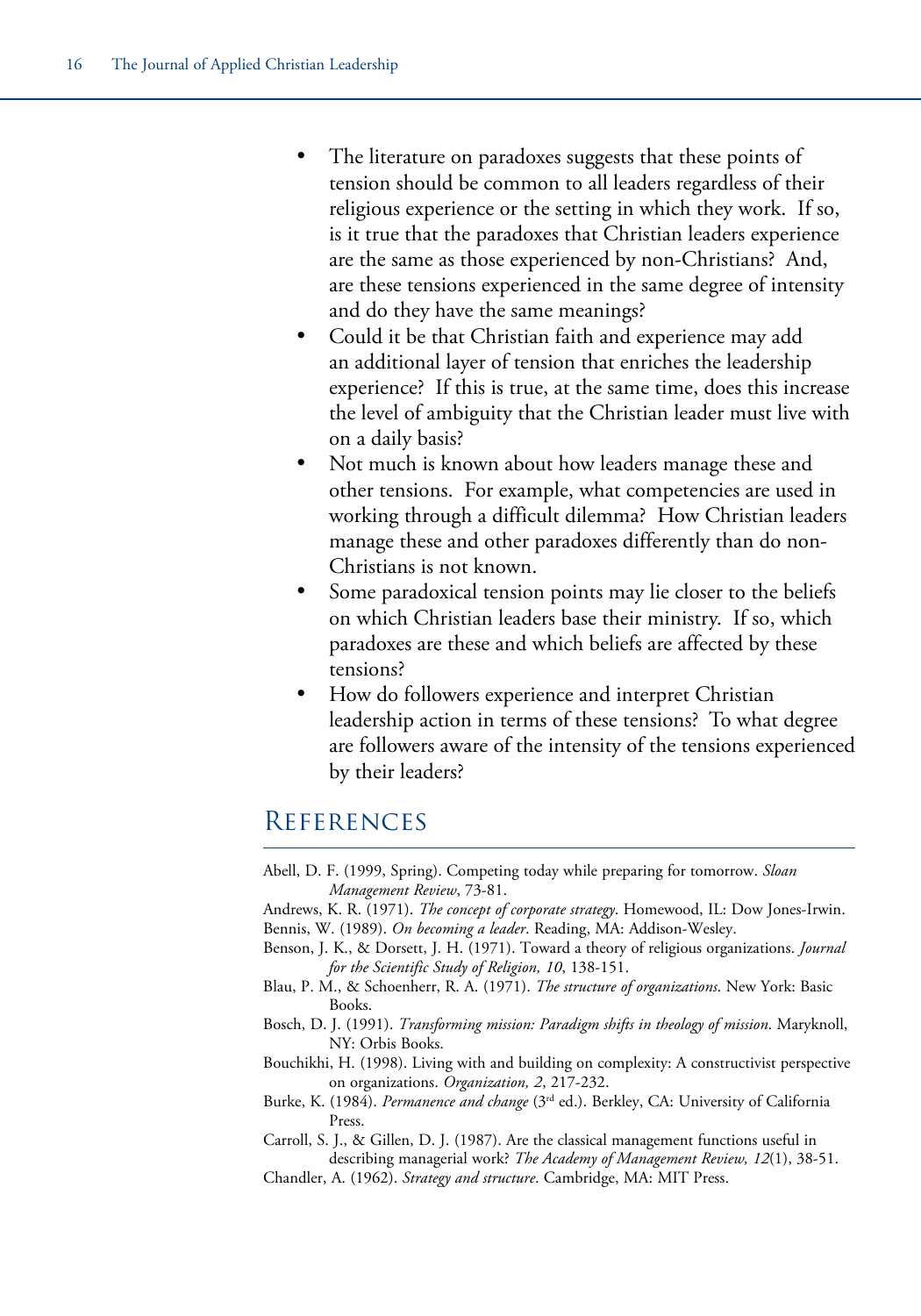- The literature on paradoxes suggests that these points of tension should be common to all leaders regardless of their religious experience or the setting in which they work. If so, is it true that the paradoxes that Christian leaders experience are the same as those experienced by non-Christians? And, are these tensions experienced in the same degree of intensity and do they have the same meanings?
- Could it be that Christian faith and experience may add an additional layer of tension that enriches the leadership experience? If this is true, at the same time, does this increase the level of ambiguity that the Christian leader must live with on a daily basis?
- Not much is known about how leaders manage these and other tensions. For example, what competencies are used in working through a difficult dilemma? How Christian leaders manage these and other paradoxes differently than do non-Christians is not known.
- Some paradoxical tension points may lie closer to the beliefs on which Christian leaders base their ministry. If so, which paradoxes are these and which beliefs are affected by these tensions?
- How do followers experience and interpret Christian leadership action in terms of these tensions? To what degree are followers aware of the intensity of the tensions experienced by their leaders?

## References

Abell, D. F. (1999, Spring). Competing today while preparing for tomorrow. *Sloan Management Review*, 73-81.

Andrews, K. R. (1971). *The concept of corporate strategy*. Homewood, IL: Dow Jones-Irwin.

Bennis, W. (1989). *On becoming a leader*. Reading, MA: Addison-Wesley.

Benson, J. K., & Dorsett, J. H. (1971). Toward a theory of religious organizations. *Journal for the Scientific Study of Religion, 10*, 138-151.

Blau, P. M., & Schoenherr, R. A. (1971). *The structure of organizations*. New York: Basic Books.

Bosch, D. J. (1991). *Transforming mission: Paradigm shifts in theology of mission*. Maryknoll, NY: Orbis Books.

Bouchikhi, H. (1998). Living with and building on complexity: A constructivist perspective on organizations. *Organization, 2*, 217-232.

Burke, K. (1984). *Permanence and change* (3rd ed.). Berkley, CA: University of California Press.

Carroll, S. J., & Gillen, D. J. (1987). Are the classical management functions useful in describing managerial work? *The Academy of Management Review, 12*(1), 38-51.

Chandler, A. (1962). *Strategy and structure*. Cambridge, MA: MIT Press.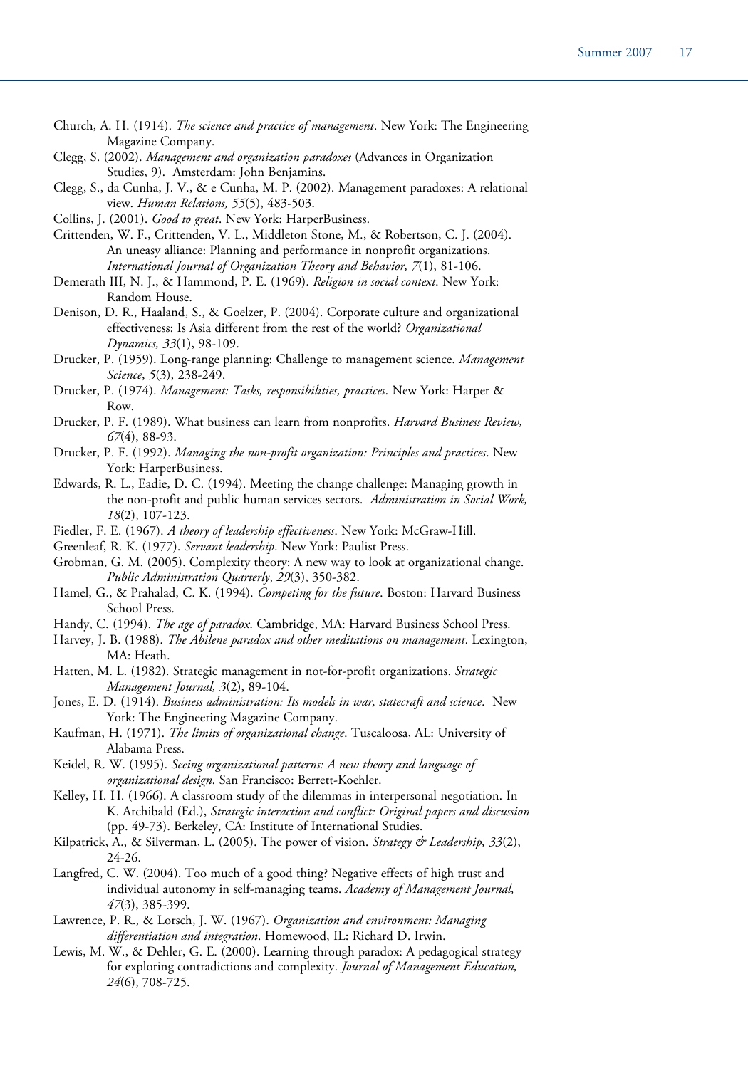Church, A. H. (1914). *The science and practice of management*. New York: The Engineering Magazine Company.

Clegg, S. (2002). *Management and organization paradoxes* (Advances in Organization Studies, 9). Amsterdam: John Benjamins.

Clegg, S., da Cunha, J. V., & e Cunha, M. P. (2002). Management paradoxes: A relational view. *Human Relations, 55*(5), 483-503.

Collins, J. (2001). *Good to great*. New York: HarperBusiness.

Crittenden, W. F., Crittenden, V. L., Middleton Stone, M., & Robertson, C. J. (2004). An uneasy alliance: Planning and performance in nonprofit organizations. *International Journal of Organization Theory and Behavior, 7*(1), 81-106.

Demerath III, N. J., & Hammond, P. E. (1969). *Religion in social context*. New York: Random House.

Denison, D. R., Haaland, S., & Goelzer, P. (2004). Corporate culture and organizational effectiveness: Is Asia different from the rest of the world? *Organizational Dynamics, 33*(1), 98-109.

Drucker, P. (1959). Long-range planning: Challenge to management science. *Management Science*, *5*(3), 238-249.

Drucker, P. (1974). *Management: Tasks, responsibilities, practices*. New York: Harper & Row.

Drucker, P. F. (1989). What business can learn from nonprofits. *Harvard Business Review, 67*(4), 88-93.

Drucker, P. F. (1992). *Managing the non-profit organization: Principles and practices*. New York: HarperBusiness.

Edwards, R. L., Eadie, D. C. (1994). Meeting the change challenge: Managing growth in the non-profit and public human services sectors. *Administration in Social Work, 18*(2), 107-123.

Fiedler, F. E. (1967). *A theory of leadership effectiveness*. New York: McGraw-Hill.

Greenleaf, R. K. (1977). *Servant leadership*. New York: Paulist Press.

Grobman, G. M. (2005). Complexity theory: A new way to look at organizational change. *Public Administration Quarterly*, *29*(3), 350-382.

Hamel, G., & Prahalad, C. K. (1994). *Competing for the future*. Boston: Harvard Business School Press.

Handy, C. (1994). *The age of paradox*. Cambridge, MA: Harvard Business School Press.

Harvey, J. B. (1988). *The Abilene paradox and other meditations on management*. Lexington, MA: Heath.

Hatten, M. L. (1982). Strategic management in not-for-profit organizations. *Strategic Management Journal, 3*(2), 89-104.

Jones, E. D. (1914). *Business administration: Its models in war, statecraft and science*. New York: The Engineering Magazine Company.

Kaufman, H. (1971). *The limits of organizational change*. Tuscaloosa, AL: University of Alabama Press.

Keidel, R. W. (1995). *Seeing organizational patterns: A new theory and language of organizational design*. San Francisco: Berrett-Koehler.

Kelley, H. H. (1966). A classroom study of the dilemmas in interpersonal negotiation. In K. Archibald (Ed.), *Strategic interaction and conflict: Original papers and discussion* (pp. 49-73). Berkeley, CA: Institute of International Studies.

Kilpatrick, A., & Silverman, L. (2005). The power of vision. *Strategy & Leadership, 33*(2), 24-26.

Langfred, C. W. (2004). Too much of a good thing? Negative effects of high trust and individual autonomy in self-managing teams. *Academy of Management Journal, 47*(3), 385-399.

Lawrence, P. R., & Lorsch, J. W. (1967). *Organization and environment: Managing differentiation and integration*. Homewood, IL: Richard D. Irwin.

Lewis, M. W., & Dehler, G. E. (2000). Learning through paradox: A pedagogical strategy for exploring contradictions and complexity. *Journal of Management Education, 24*(6), 708-725.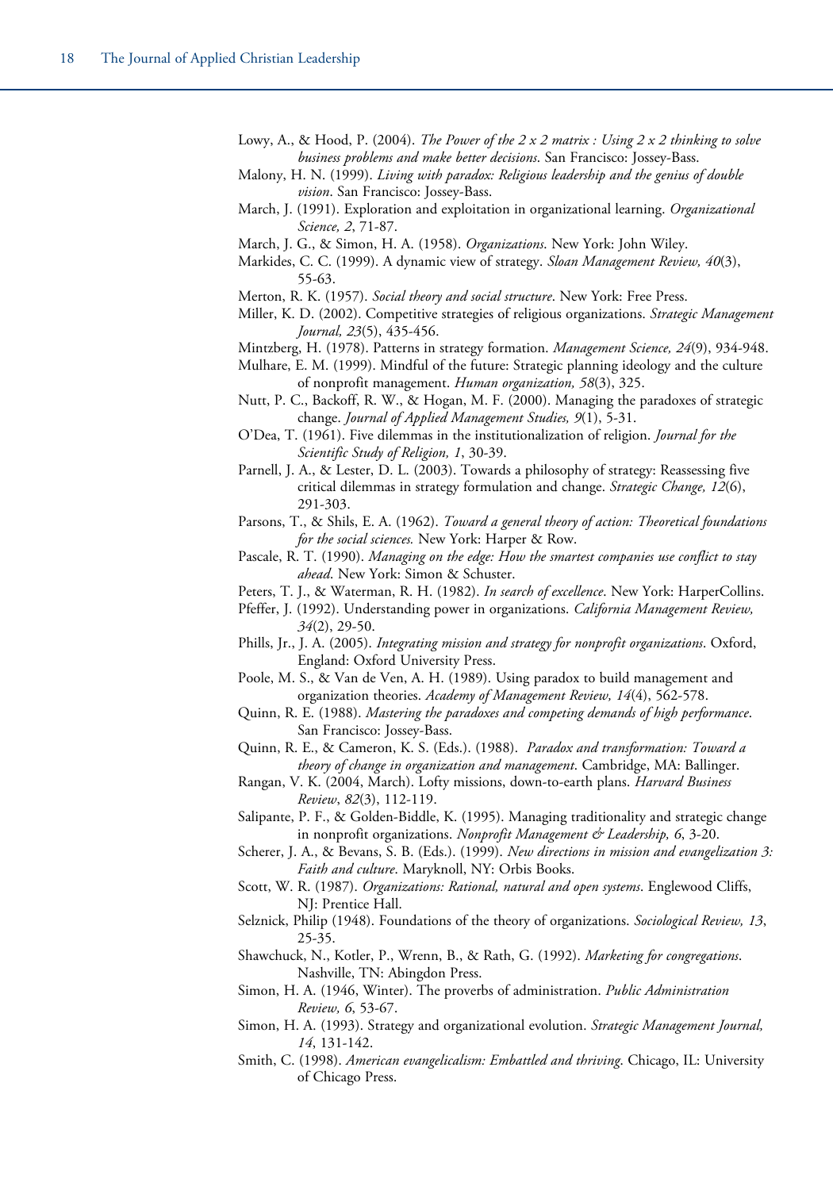Lowy, A., & Hood, P. (2004). *The Power of the 2 x 2 matrix : Using 2 x 2 thinking to solve business problems and make better decisions*. San Francisco: Jossey-Bass.

Malony, H. N. (1999). *Living with paradox: Religious leadership and the genius of double vision*. San Francisco: Jossey-Bass.

March, J. (1991). Exploration and exploitation in organizational learning. *Organizational Science, 2*, 71-87.

March, J. G., & Simon, H. A. (1958). *Organizations*. New York: John Wiley.

Markides, C. C. (1999). A dynamic view of strategy. *Sloan Management Review, 40*(3), 55-63.

Merton, R. K. (1957). *Social theory and social structure*. New York: Free Press.

Miller, K. D. (2002). Competitive strategies of religious organizations. *Strategic Management Journal, 23*(5), 435-456.

Mintzberg, H. (1978). Patterns in strategy formation. *Management Science, 24*(9), 934-948.

Mulhare, E. M. (1999). Mindful of the future: Strategic planning ideology and the culture of nonprofit management. *Human organization, 58*(3), 325.

Nutt, P. C., Backoff, R. W., & Hogan, M. F. (2000). Managing the paradoxes of strategic change. *Journal of Applied Management Studies, 9*(1), 5-31.

O'Dea, T. (1961). Five dilemmas in the institutionalization of religion. *Journal for the Scientific Study of Religion, 1*, 30-39.

Parnell, J. A., & Lester, D. L. (2003). Towards a philosophy of strategy: Reassessing five critical dilemmas in strategy formulation and change. *Strategic Change, 12*(6), 291-303.

Parsons, T., & Shils, E. A. (1962). *Toward a general theory of action: Theoretical foundations for the social sciences.* New York: Harper & Row.

Pascale, R. T. (1990). *Managing on the edge: How the smartest companies use conflict to stay ahead*. New York: Simon & Schuster.

Peters, T. J., & Waterman, R. H. (1982). *In search of excellence*. New York: HarperCollins.

Pfeffer, J. (1992). Understanding power in organizations. *California Management Review, 34*(2), 29-50.

Phills, Jr., J. A. (2005). *Integrating mission and strategy for nonprofit organizations*. Oxford, England: Oxford University Press.

Poole, M. S., & Van de Ven, A. H. (1989). Using paradox to build management and organization theories. *Academy of Management Review, 14*(4), 562-578.

Quinn, R. E. (1988). *Mastering the paradoxes and competing demands of high performance*. San Francisco: Jossey-Bass.

Quinn, R. E., & Cameron, K. S. (Eds.). (1988). *Paradox and transformation: Toward a theory of change in organization and management*. Cambridge, MA: Ballinger.

Rangan, V. K. (2004, March). Lofty missions, down-to-earth plans. *Harvard Business Review*, *82*(3), 112-119.

Salipante, P. F., & Golden-Biddle, K. (1995). Managing traditionality and strategic change in nonprofit organizations. *Nonprofit Management & Leadership, 6*, 3-20.

Scherer, J. A., & Bevans, S. B. (Eds.). (1999). *New directions in mission and evangelization 3: Faith and culture*. Maryknoll, NY: Orbis Books.

Scott, W. R. (1987). *Organizations: Rational, natural and open systems*. Englewood Cliffs, NJ: Prentice Hall.

Selznick, Philip (1948). Foundations of the theory of organizations. *Sociological Review, 13*, 25-35.

Shawchuck, N., Kotler, P., Wrenn, B., & Rath, G. (1992). *Marketing for congregations*. Nashville, TN: Abingdon Press.

Simon, H. A. (1946, Winter). The proverbs of administration. *Public Administration Review, 6*, 53-67.

Simon, H. A. (1993). Strategy and organizational evolution. *Strategic Management Journal, 14*, 131-142.

Smith, C. (1998). *American evangelicalism: Embattled and thriving*. Chicago, IL: University of Chicago Press.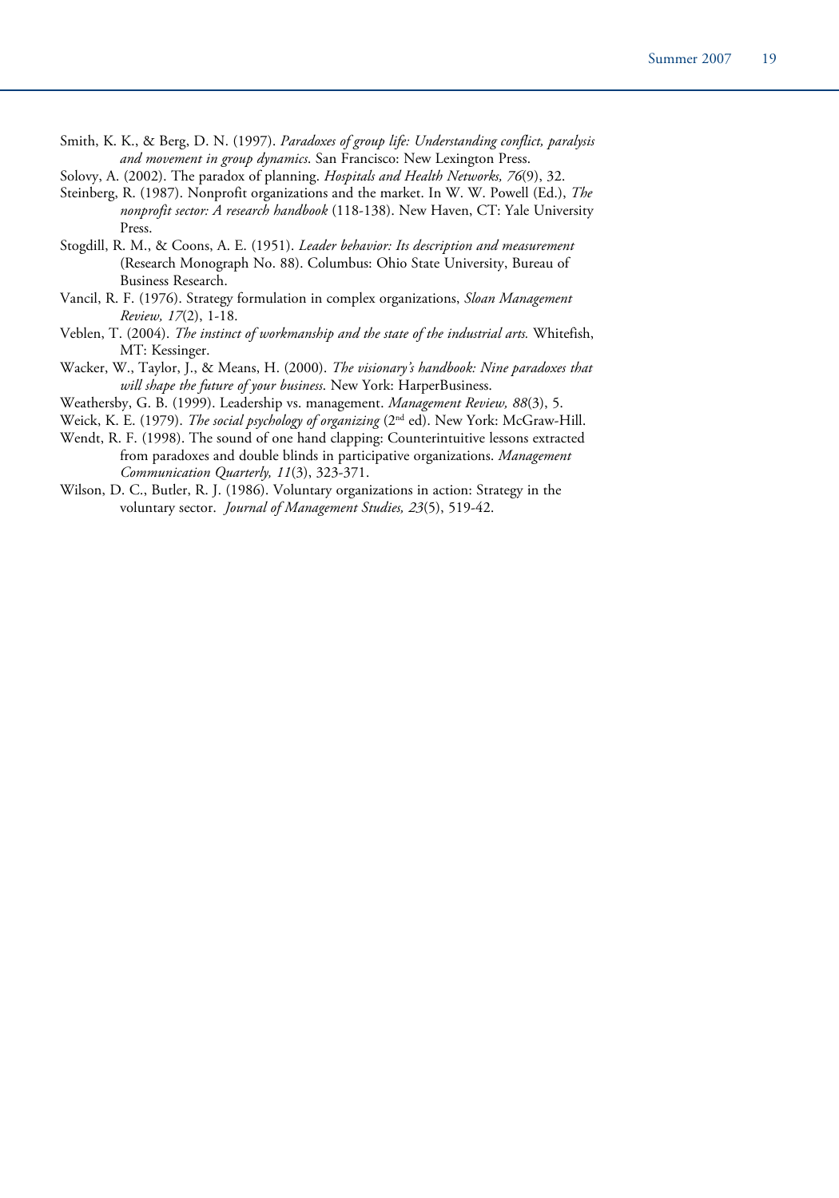Smith, K. K., & Berg, D. N. (1997). *Paradoxes of group life: Understanding conflict, paralysis and movement in group dynamics*. San Francisco: New Lexington Press.

Solovy, A. (2002). The paradox of planning. *Hospitals and Health Networks, 76*(9), 32.

Steinberg, R. (1987). Nonprofit organizations and the market. In W. W. Powell (Ed.), *The nonprofit sector: A research handbook* (118-138). New Haven, CT: Yale University Press.

Stogdill, R. M., & Coons, A. E. (1951). *Leader behavior: Its description and measurement* (Research Monograph No. 88). Columbus: Ohio State University, Bureau of Business Research.

Vancil, R. F. (1976). Strategy formulation in complex organizations, *Sloan Management Review, 17*(2), 1-18.

Veblen, T. (2004). *The instinct of workmanship and the state of the industrial arts.* Whitefish, MT: Kessinger.

Wacker, W., Taylor, J., & Means, H. (2000). *The visionary's handbook: Nine paradoxes that will shape the future of your business*. New York: HarperBusiness.

Weathersby, G. B. (1999). Leadership vs. management. *Management Review, 88*(3), 5.

Weick, K. E. (1979). *The social psychology of organizing* (2nd ed). New York: McGraw-Hill.

Wendt, R. F. (1998). The sound of one hand clapping: Counterintuitive lessons extracted from paradoxes and double blinds in participative organizations. *Management Communication Quarterly, 11*(3), 323-371.

Wilson, D. C., Butler, R. J. (1986). Voluntary organizations in action: Strategy in the voluntary sector. *Journal of Management Studies, 23*(5), 519-42.